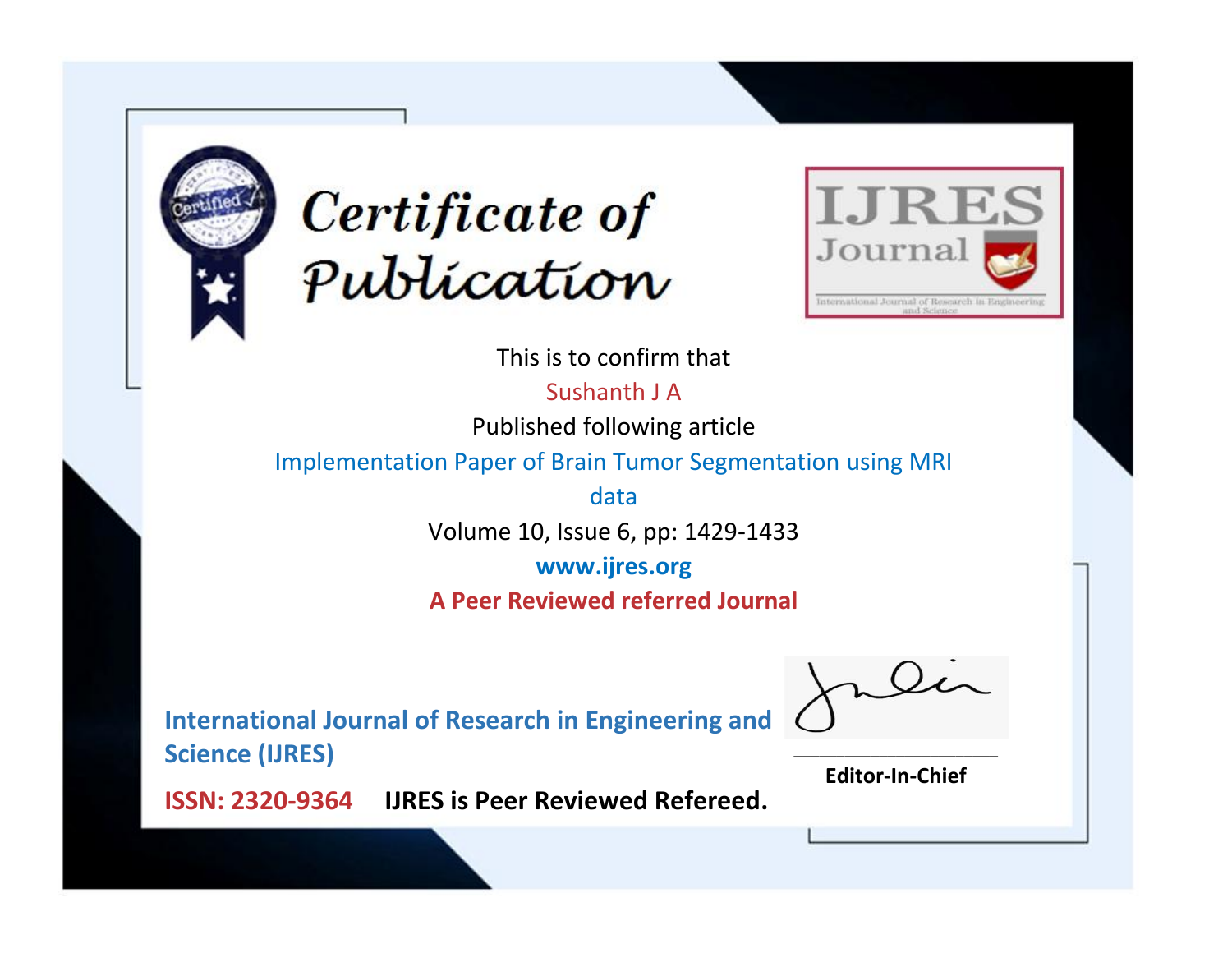# Certificate of Publication

IJRES Journal

International Journal of Research in Engineering and Science

This is to confirm that

Sushanth J A

Published following article

Implementation Paper of Brain Tumor Segmentation using MRI data

Volume 10, Issue 6, pp: 1429-1433

**www.ijres.org**

**A Peer Reviewed referred Journal**

**International Journal of Research in Engineering and Science (IJRES)**

**Editor-In-Chief**

**ISSN: 2320-9364** **IJRES is Peer Reviewed Refereed.**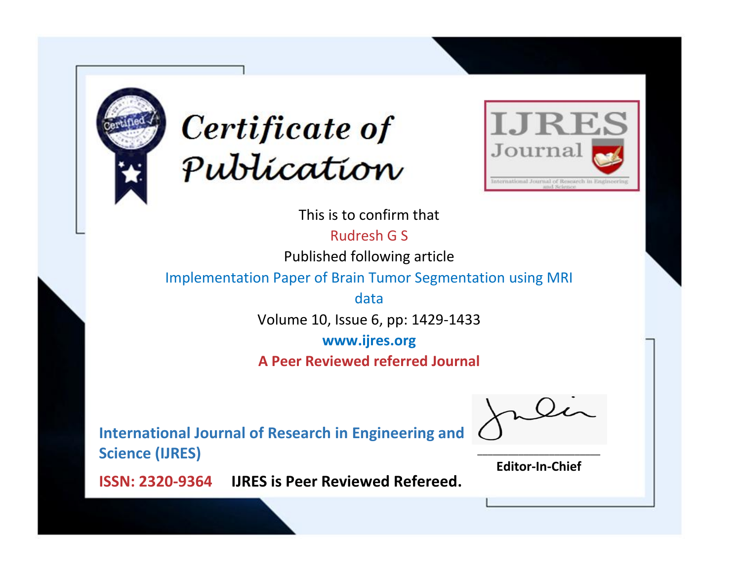# Certificate of Publication

IJRES Journal

International Journal of Research in Engineering and Science

This is to confirm that

Rudresh G S

Published following article

Implementation Paper of Brain Tumor Segmentation using MRI data

Volume 10, Issue 6, pp: 1429-1433

**www.ijres.org**

**A Peer Reviewed referred Journal**

**International Journal of Research in Engineering and Science (IJRES)**

**ISSN: 2320-9364** **IJRES is Peer Reviewed Refereed.**

**Editor-In-Chief**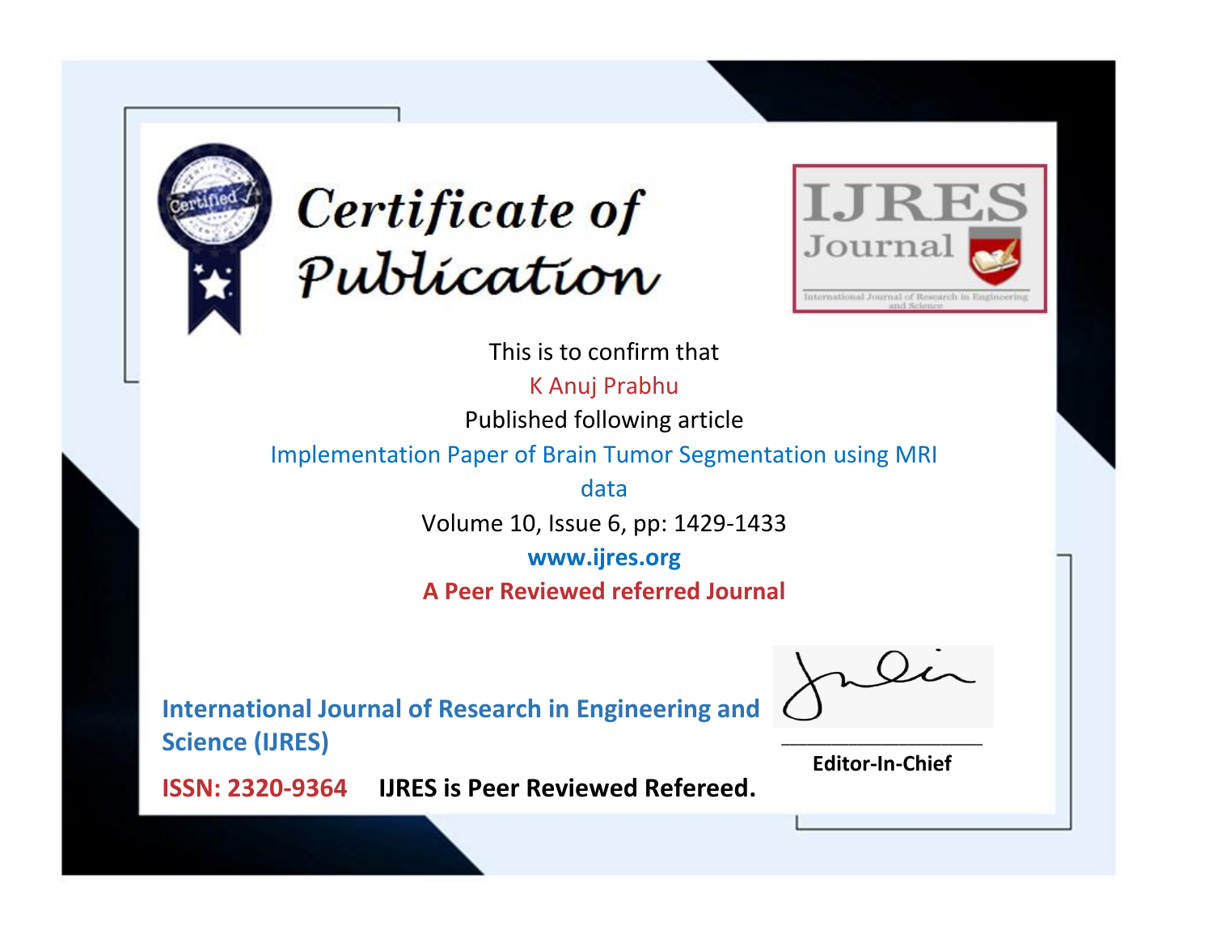# Certificate of Publication

**IJRES Journal**

International Journal of Research in Engineering and Science

This is to confirm that

K Anuj Prabhu

Published following article

Implementation Paper of Brain Tumor Segmentation using MRI data

Volume 10, Issue 6, pp: 1429-1433

**www.ijres.org**

**A Peer Reviewed referred Journal**

**International Journal of Research in Engineering and Science (IJRES)**

**ISSN: 2320-9364** **IJRES is Peer Reviewed Refereed.**

**Editor-In-Chief**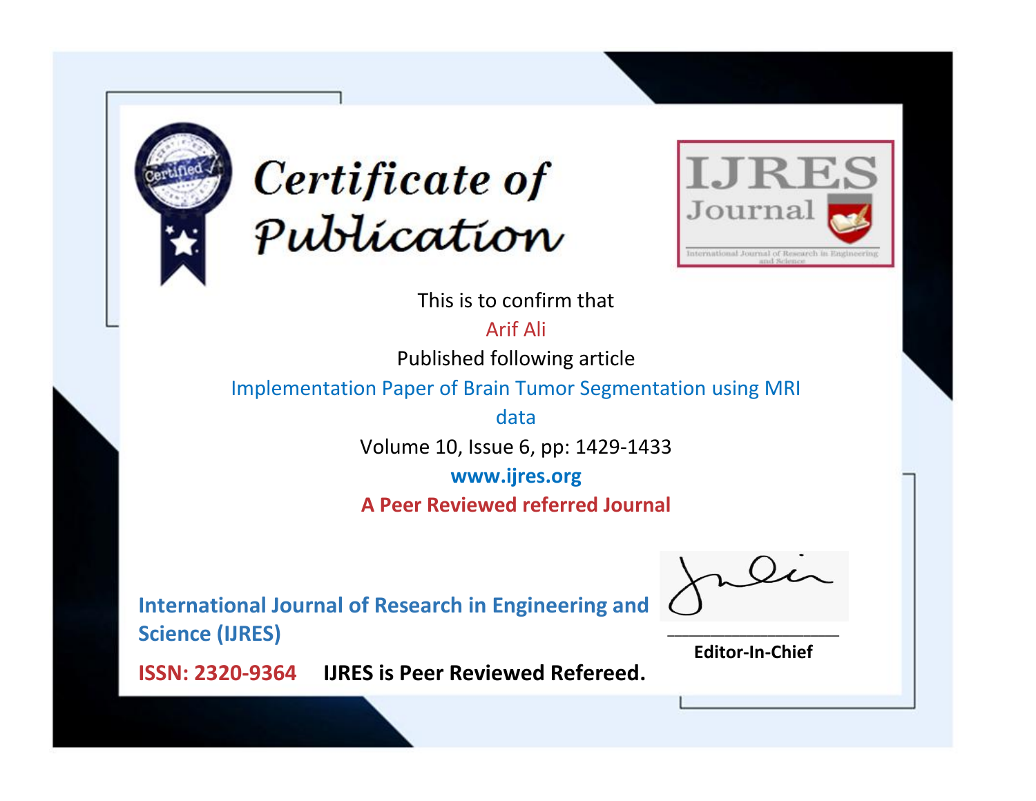# Certificate of Publication

IJRES Journal

International Journal of Research in Engineering and Science

This is to confirm that

Arif Ali

Published following article

Implementation Paper of Brain Tumor Segmentation using MRI data

Volume 10, Issue 6, pp: 1429-1433

www.ijres.org

**A Peer Reviewed referred Journal**

**International Journal of Research in Engineering and Science (IJRES)**

**ISSN: 2320-9364** **IJRES is Peer Reviewed Refereed.**

**Editor-In-Chief**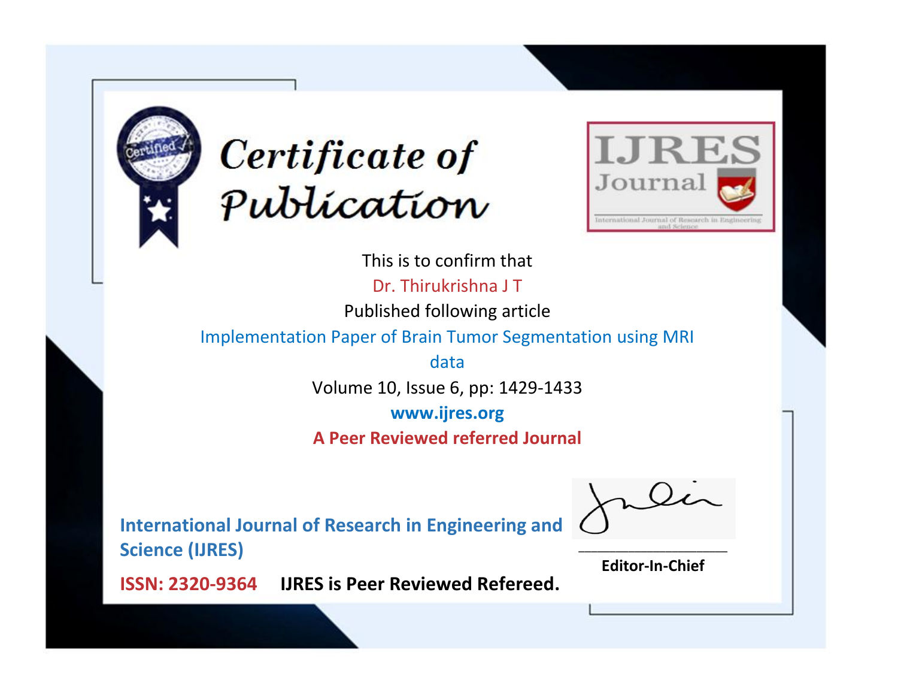# Certificate of Publication

IJRES Journal

International Journal of Research in Engineering and Science

This is to confirm that

Dr. Thirukrishna J T

Published following article

Implementation Paper of Brain Tumor Segmentation using MRI data

Volume 10, Issue 6, pp: 1429-1433

**www.ijres.org**

**A Peer Reviewed referred Journal**

**International Journal of Research in Engineering and Science (IJRES)**

**ISSN: 2320-9364** **IJRES is Peer Reviewed Refereed.**

**Editor-In-Chief**